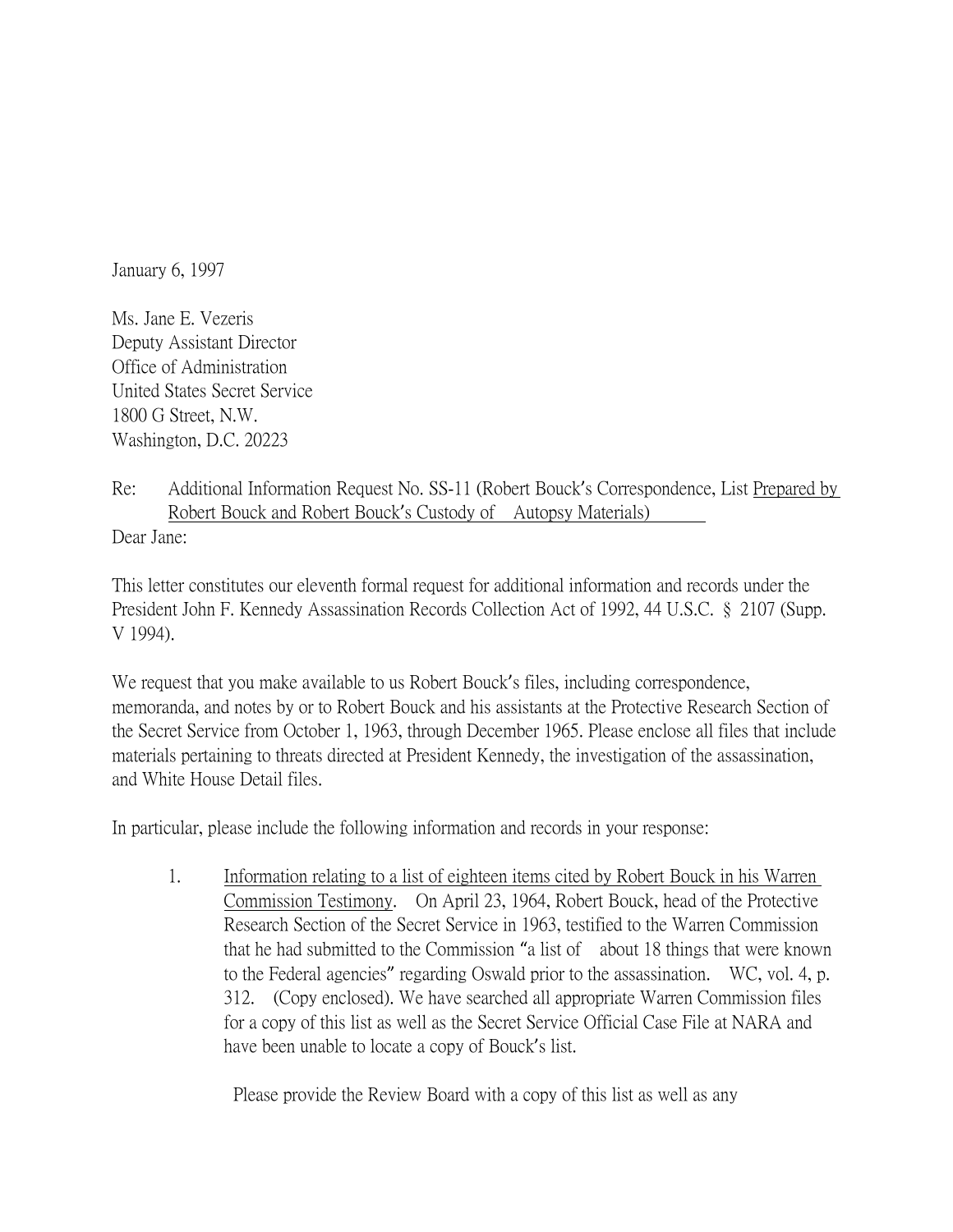January 6, 1997

Ms. Jane E. Vezeris
Deputy Assistant Director
Office of Administration
United States Secret Service
1800 G Street, N.W.
Washington, D.C. 20223

Re: Additional Information Request No. SS-11 (Robert Bouck's Correspondence, List Prepared by Robert Bouck and Robert Bouck's Custody of Autopsy Materials)

Dear Jane:

This letter constitutes our eleventh formal request for additional information and records under the President John F. Kennedy Assassination Records Collection Act of 1992, 44 U.S.C. § 2107 (Supp. V 1994).

We request that you make available to us Robert Bouck's files, including correspondence, memoranda, and notes by or to Robert Bouck and his assistants at the Protective Research Section of the Secret Service from October 1, 1963, through December 1965. Please enclose all files that include materials pertaining to threats directed at President Kennedy, the investigation of the assassination, and White House Detail files.

In particular, please include the following information and records in your response:

1. <u>Information relating to a list of eighteen items cited by Robert Bouck in his Warren Commission Testimony</u>. On April 23, 1964, Robert Bouck, head of the Protective Research Section of the Secret Service in 1963, testified to the Warren Commission that he had submitted to the Commission "a list of about 18 things that were known to the Federal agencies" regarding Oswald prior to the assassination. WC, vol. 4, p. 312. (Copy enclosed). We have searched all appropriate Warren Commission files for a copy of this list as well as the Secret Service Official Case File at NARA and have been unable to locate a copy of Bouck's list.

   Please provide the Review Board with a copy of this list as well as any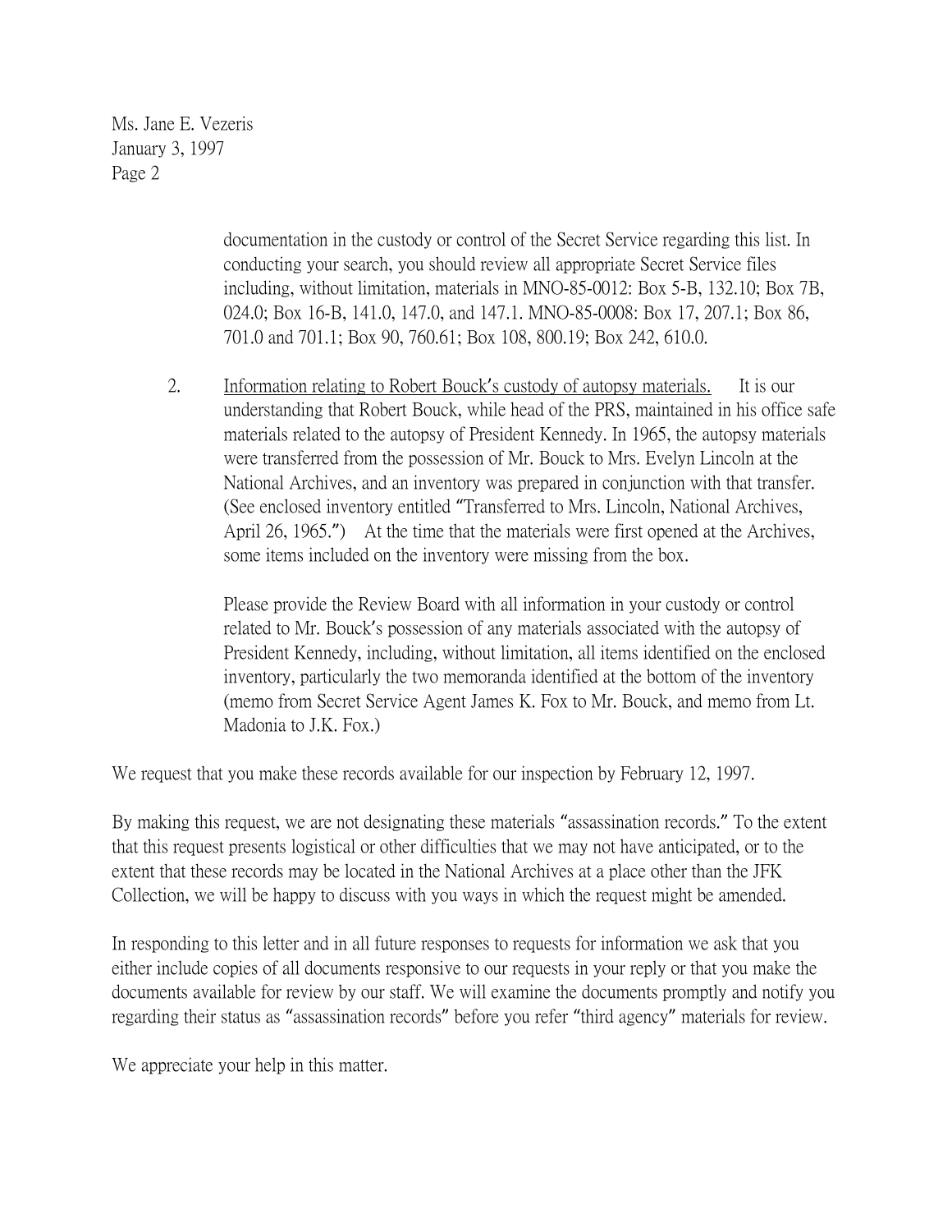documentation in the custody or control of the Secret Service regarding this list. In conducting your search, you should review all appropriate Secret Service files including, without limitation, materials in MNO-85-0012: Box 5-B, 132.10; Box 7B, 024.0; Box 16-B, 141.0, 147.0, and 147.1. MNO-85-0008: Box 17, 207.1; Box 86, 701.0 and 701.1; Box 90, 760.61; Box 108, 800.19; Box 242, 610.0.

2. Information relating to Robert Bouck's custody of autopsy materials. It is our understanding that Robert Bouck, while head of the PRS, maintained in his office safe materials related to the autopsy of President Kennedy. In 1965, the autopsy materials were transferred from the possession of Mr. Bouck to Mrs. Evelyn Lincoln at the National Archives, and an inventory was prepared in conjunction with that transfer. (See enclosed inventory entitled "Transferred to Mrs. Lincoln, National Archives, April 26, 1965.") At the time that the materials were first opened at the Archives, some items included on the inventory were missing from the box.

   Please provide the Review Board with all information in your custody or control related to Mr. Bouck's possession of any materials associated with the autopsy of President Kennedy, including, without limitation, all items identified on the enclosed inventory, particularly the two memoranda identified at the bottom of the inventory (memo from Secret Service Agent James K. Fox to Mr. Bouck, and memo from Lt. Madonia to J.K. Fox.)

We request that you make these records available for our inspection by February 12, 1997.

By making this request, we are not designating these materials "assassination records." To the extent that this request presents logistical or other difficulties that we may not have anticipated, or to the extent that these records may be located in the National Archives at a place other than the JFK Collection, we will be happy to discuss with you ways in which the request might be amended.

In responding to this letter and in all future responses to requests for information we ask that you either include copies of all documents responsive to our requests in your reply or that you make the documents available for review by our staff. We will examine the documents promptly and notify you regarding their status as "assassination records" before you refer "third agency" materials for review.

We appreciate your help in this matter.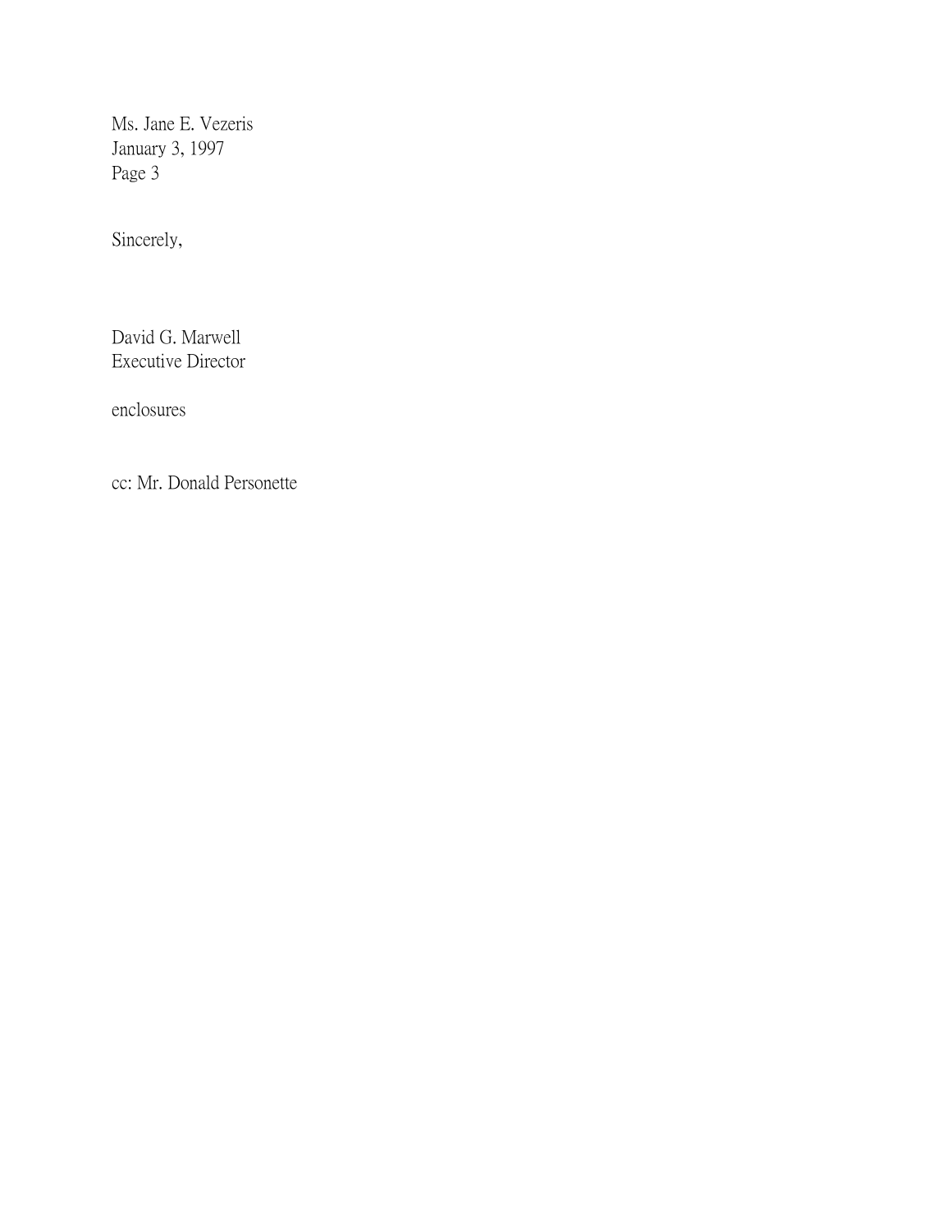Sincerely,

David G. Marwell
Executive Director

enclosures

cc: Mr. Donald Personette